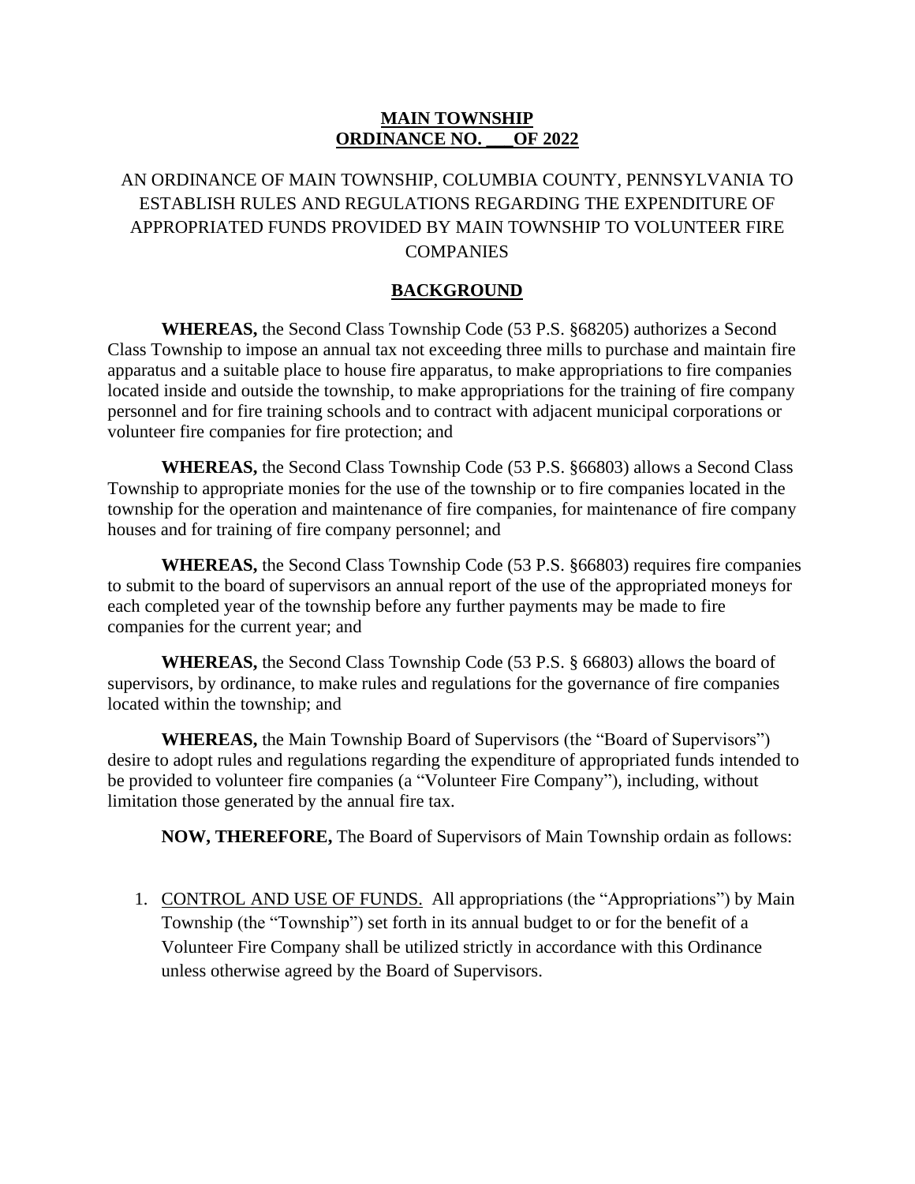**MAIN TOWNSHIP**
**ORDINANCE NO. \_\_\_OF 2022**

AN ORDINANCE OF MAIN TOWNSHIP, COLUMBIA COUNTY, PENNSYLVANIA TO ESTABLISH RULES AND REGULATIONS REGARDING THE EXPENDITURE OF APPROPRIATED FUNDS PROVIDED BY MAIN TOWNSHIP TO VOLUNTEER FIRE COMPANIES

## BACKGROUND

**WHEREAS,** the Second Class Township Code (53 P.S. §68205) authorizes a Second Class Township to impose an annual tax not exceeding three mills to purchase and maintain fire apparatus and a suitable place to house fire apparatus, to make appropriations to fire companies located inside and outside the township, to make appropriations for the training of fire company personnel and for fire training schools and to contract with adjacent municipal corporations or volunteer fire companies for fire protection; and

**WHEREAS,** the Second Class Township Code (53 P.S. §66803) allows a Second Class Township to appropriate monies for the use of the township or to fire companies located in the township for the operation and maintenance of fire companies, for maintenance of fire company houses and for training of fire company personnel; and

**WHEREAS,** the Second Class Township Code (53 P.S. §66803) requires fire companies to submit to the board of supervisors an annual report of the use of the appropriated moneys for each completed year of the township before any further payments may be made to fire companies for the current year; and

**WHEREAS,** the Second Class Township Code (53 P.S. § 66803) allows the board of supervisors, by ordinance, to make rules and regulations for the governance of fire companies located within the township; and

**WHEREAS,** the Main Township Board of Supervisors (the "Board of Supervisors") desire to adopt rules and regulations regarding the expenditure of appropriated funds intended to be provided to volunteer fire companies (a "Volunteer Fire Company"), including, without limitation those generated by the annual fire tax.

**NOW, THEREFORE,** The Board of Supervisors of Main Township ordain as follows:

1. CONTROL AND USE OF FUNDS. All appropriations (the "Appropriations") by Main Township (the "Township") set forth in its annual budget to or for the benefit of a Volunteer Fire Company shall be utilized strictly in accordance with this Ordinance unless otherwise agreed by the Board of Supervisors.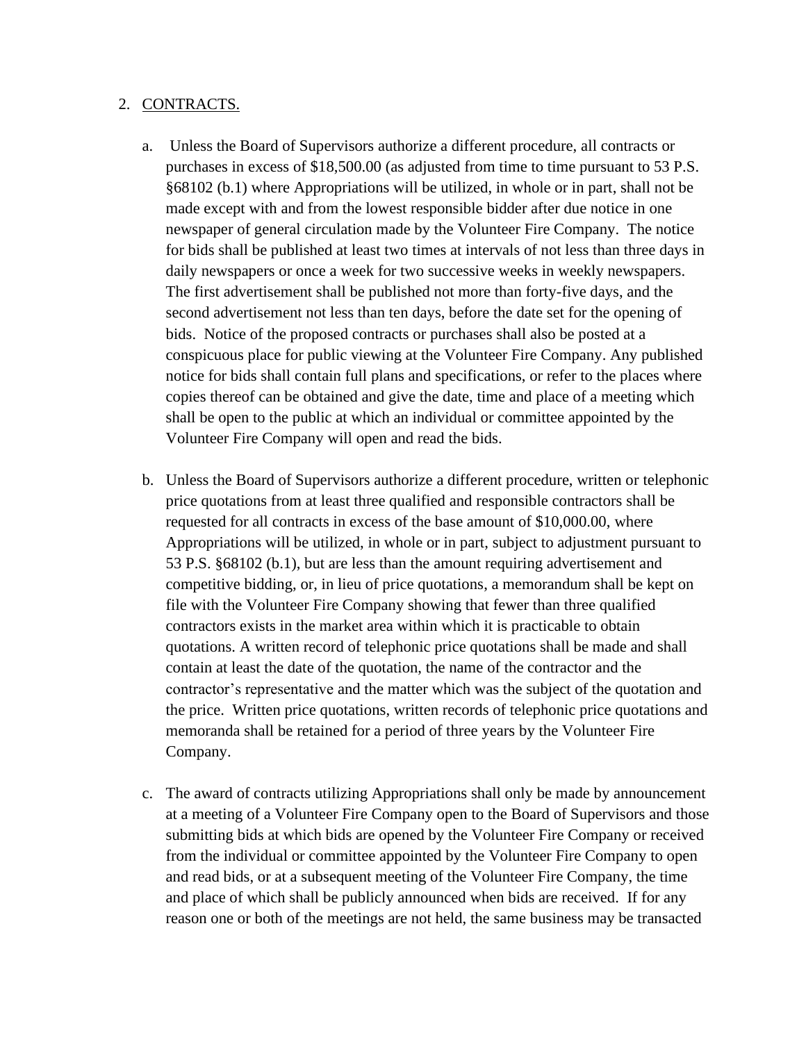2. CONTRACTS.

   a. Unless the Board of Supervisors authorize a different procedure, all contracts or purchases in excess of $18,500.00 (as adjusted from time to time pursuant to 53 P.S. §68102 (b.1) where Appropriations will be utilized, in whole or in part, shall not be made except with and from the lowest responsible bidder after due notice in one newspaper of general circulation made by the Volunteer Fire Company. The notice for bids shall be published at least two times at intervals of not less than three days in daily newspapers or once a week for two successive weeks in weekly newspapers. The first advertisement shall be published not more than forty-five days, and the second advertisement not less than ten days, before the date set for the opening of bids. Notice of the proposed contracts or purchases shall also be posted at a conspicuous place for public viewing at the Volunteer Fire Company. Any published notice for bids shall contain full plans and specifications, or refer to the places where copies thereof can be obtained and give the date, time and place of a meeting which shall be open to the public at which an individual or committee appointed by the Volunteer Fire Company will open and read the bids.

   b. Unless the Board of Supervisors authorize a different procedure, written or telephonic price quotations from at least three qualified and responsible contractors shall be requested for all contracts in excess of the base amount of $10,000.00, where Appropriations will be utilized, in whole or in part, subject to adjustment pursuant to 53 P.S. §68102 (b.1), but are less than the amount requiring advertisement and competitive bidding, or, in lieu of price quotations, a memorandum shall be kept on file with the Volunteer Fire Company showing that fewer than three qualified contractors exists in the market area within which it is practicable to obtain quotations. A written record of telephonic price quotations shall be made and shall contain at least the date of the quotation, the name of the contractor and the contractor's representative and the matter which was the subject of the quotation and the price. Written price quotations, written records of telephonic price quotations and memoranda shall be retained for a period of three years by the Volunteer Fire Company.

   c. The award of contracts utilizing Appropriations shall only be made by announcement at a meeting of a Volunteer Fire Company open to the Board of Supervisors and those submitting bids at which bids are opened by the Volunteer Fire Company or received from the individual or committee appointed by the Volunteer Fire Company to open and read bids, or at a subsequent meeting of the Volunteer Fire Company, the time and place of which shall be publicly announced when bids are received. If for any reason one or both of the meetings are not held, the same business may be transacted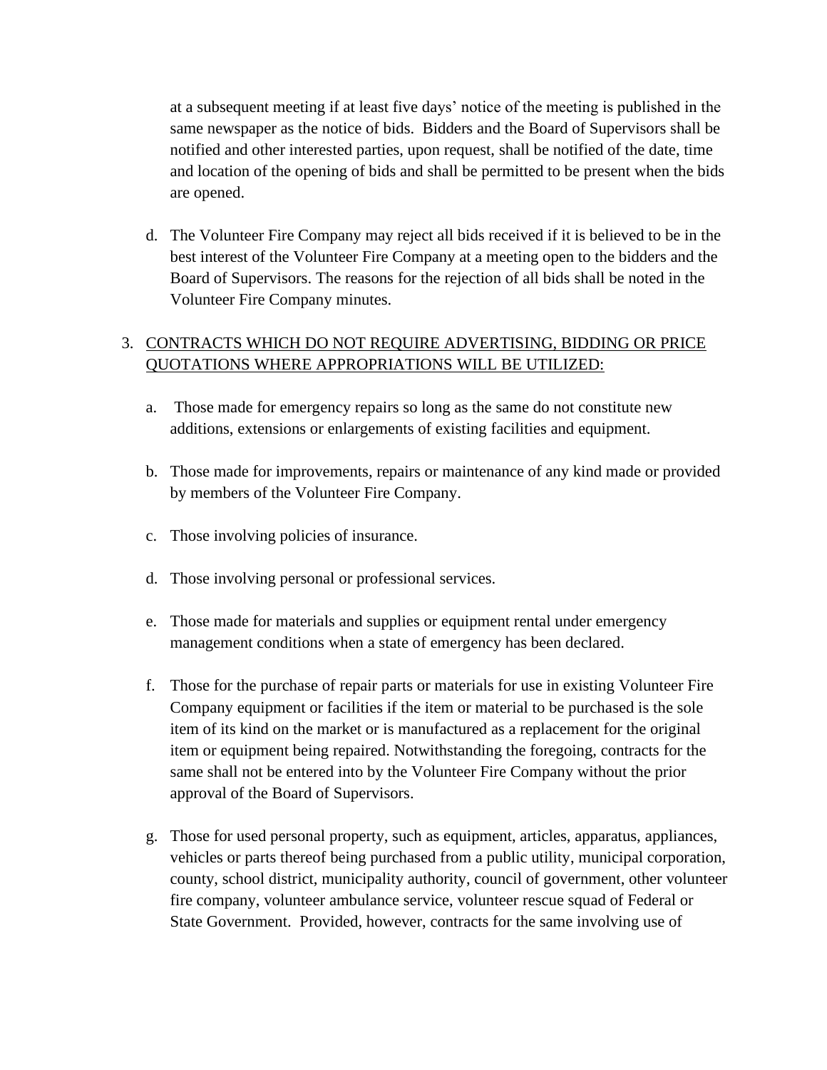at a subsequent meeting if at least five days' notice of the meeting is published in the same newspaper as the notice of bids. Bidders and the Board of Supervisors shall be notified and other interested parties, upon request, shall be notified of the date, time and location of the opening of bids and shall be permitted to be present when the bids are opened.

d. The Volunteer Fire Company may reject all bids received if it is believed to be in the best interest of the Volunteer Fire Company at a meeting open to the bidders and the Board of Supervisors. The reasons for the rejection of all bids shall be noted in the Volunteer Fire Company minutes.

3. <u>CONTRACTS WHICH DO NOT REQUIRE ADVERTISING, BIDDING OR PRICE QUOTATIONS WHERE APPROPRIATIONS WILL BE UTILIZED:</u>

   a. Those made for emergency repairs so long as the same do not constitute new additions, extensions or enlargements of existing facilities and equipment.

   b. Those made for improvements, repairs or maintenance of any kind made or provided by members of the Volunteer Fire Company.

   c. Those involving policies of insurance.

   d. Those involving personal or professional services.

   e. Those made for materials and supplies or equipment rental under emergency management conditions when a state of emergency has been declared.

   f. Those for the purchase of repair parts or materials for use in existing Volunteer Fire Company equipment or facilities if the item or material to be purchased is the sole item of its kind on the market or is manufactured as a replacement for the original item or equipment being repaired. Notwithstanding the foregoing, contracts for the same shall not be entered into by the Volunteer Fire Company without the prior approval of the Board of Supervisors.

   g. Those for used personal property, such as equipment, articles, apparatus, appliances, vehicles or parts thereof being purchased from a public utility, municipal corporation, county, school district, municipality authority, council of government, other volunteer fire company, volunteer ambulance service, volunteer rescue squad of Federal or State Government. Provided, however, contracts for the same involving use of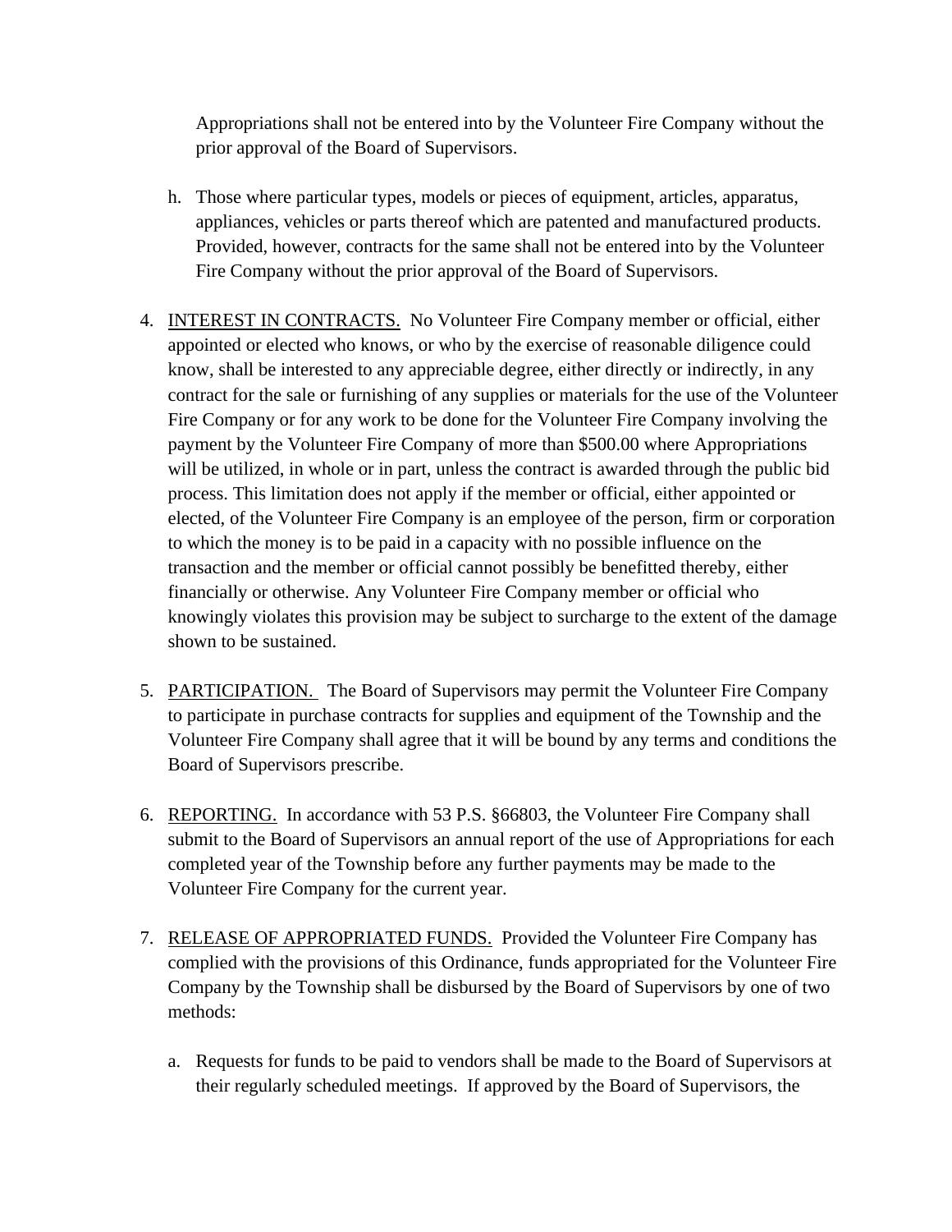Appropriations shall not be entered into by the Volunteer Fire Company without the prior approval of the Board of Supervisors.

h. Those where particular types, models or pieces of equipment, articles, apparatus, appliances, vehicles or parts thereof which are patented and manufactured products. Provided, however, contracts for the same shall not be entered into by the Volunteer Fire Company without the prior approval of the Board of Supervisors.

4. <u>INTEREST IN CONTRACTS.</u> No Volunteer Fire Company member or official, either appointed or elected who knows, or who by the exercise of reasonable diligence could know, shall be interested to any appreciable degree, either directly or indirectly, in any contract for the sale or furnishing of any supplies or materials for the use of the Volunteer Fire Company or for any work to be done for the Volunteer Fire Company involving the payment by the Volunteer Fire Company of more than $500.00 where Appropriations will be utilized, in whole or in part, unless the contract is awarded through the public bid process. This limitation does not apply if the member or official, either appointed or elected, of the Volunteer Fire Company is an employee of the person, firm or corporation to which the money is to be paid in a capacity with no possible influence on the transaction and the member or official cannot possibly be benefitted thereby, either financially or otherwise. Any Volunteer Fire Company member or official who knowingly violates this provision may be subject to surcharge to the extent of the damage shown to be sustained.

5. <u>PARTICIPATION.</u> The Board of Supervisors may permit the Volunteer Fire Company to participate in purchase contracts for supplies and equipment of the Township and the Volunteer Fire Company shall agree that it will be bound by any terms and conditions the Board of Supervisors prescribe.

6. <u>REPORTING.</u> In accordance with 53 P.S. §66803, the Volunteer Fire Company shall submit to the Board of Supervisors an annual report of the use of Appropriations for each completed year of the Township before any further payments may be made to the Volunteer Fire Company for the current year.

7. <u>RELEASE OF APPROPRIATED FUNDS.</u> Provided the Volunteer Fire Company has complied with the provisions of this Ordinance, funds appropriated for the Volunteer Fire Company by the Township shall be disbursed by the Board of Supervisors by one of two methods:

   a. Requests for funds to be paid to vendors shall be made to the Board of Supervisors at their regularly scheduled meetings. If approved by the Board of Supervisors, the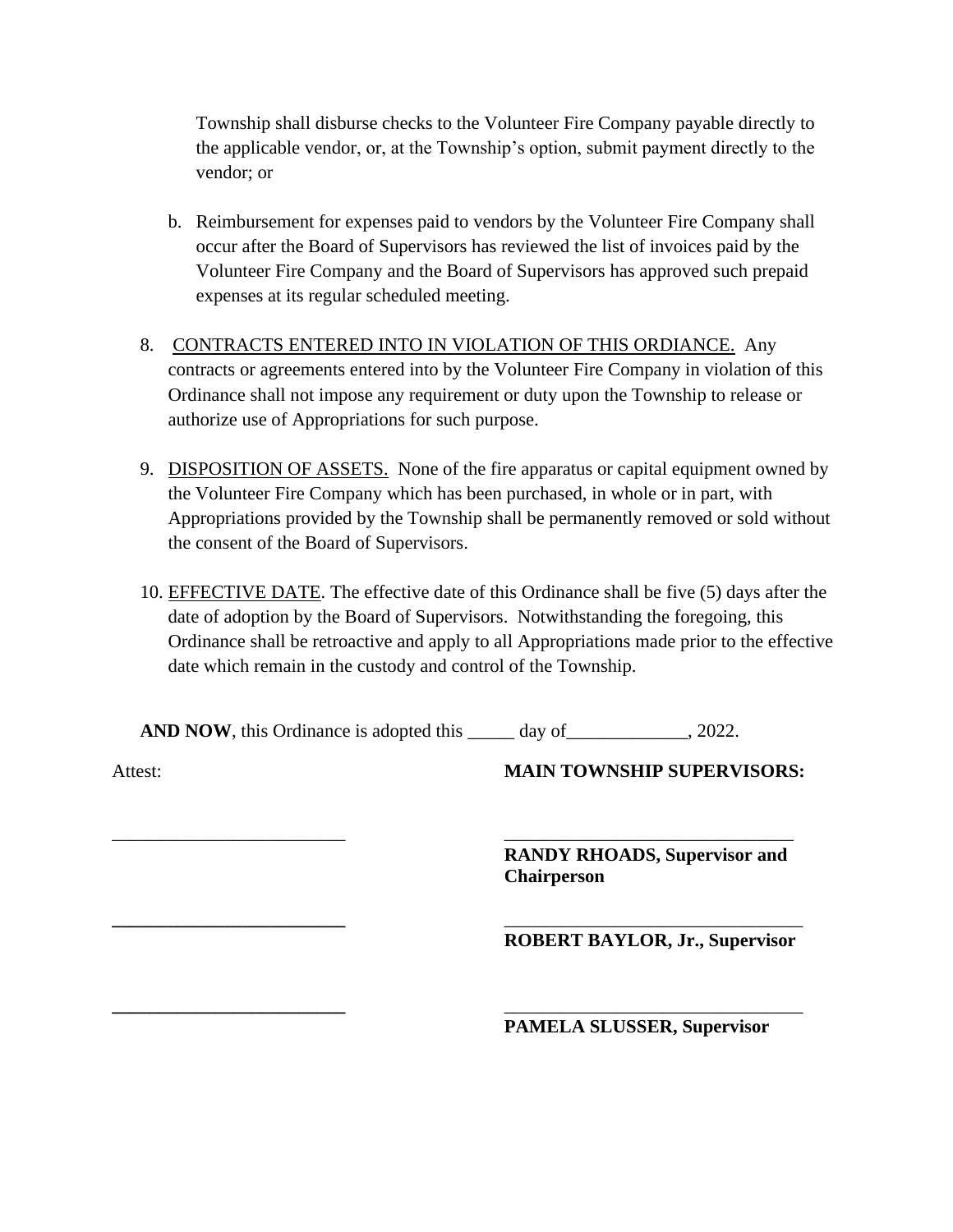Township shall disburse checks to the Volunteer Fire Company payable directly to the applicable vendor, or, at the Township's option, submit payment directly to the vendor; or

b. Reimbursement for expenses paid to vendors by the Volunteer Fire Company shall occur after the Board of Supervisors has reviewed the list of invoices paid by the Volunteer Fire Company and the Board of Supervisors has approved such prepaid expenses at its regular scheduled meeting.

8. CONTRACTS ENTERED INTO IN VIOLATION OF THIS ORDIANCE. Any contracts or agreements entered into by the Volunteer Fire Company in violation of this Ordinance shall not impose any requirement or duty upon the Township to release or authorize use of Appropriations for such purpose.

9. DISPOSITION OF ASSETS. None of the fire apparatus or capital equipment owned by the Volunteer Fire Company which has been purchased, in whole or in part, with Appropriations provided by the Township shall be permanently removed or sold without the consent of the Board of Supervisors.

10. EFFECTIVE DATE. The effective date of this Ordinance shall be five (5) days after the date of adoption by the Board of Supervisors. Notwithstanding the foregoing, this Ordinance shall be retroactive and apply to all Appropriations made prior to the effective date which remain in the custody and control of the Township.

**AND NOW**, this Ordinance is adopted this _____ day of_____________, 2022.

Attest:

**MAIN TOWNSHIP SUPERVISORS:**

_________________________

_________________________________
**RANDY RHOADS, Supervisor and Chairperson**

_________________________

_________________________________
**ROBERT BAYLOR, Jr., Supervisor**

_________________________

_________________________________
**PAMELA SLUSSER, Supervisor**